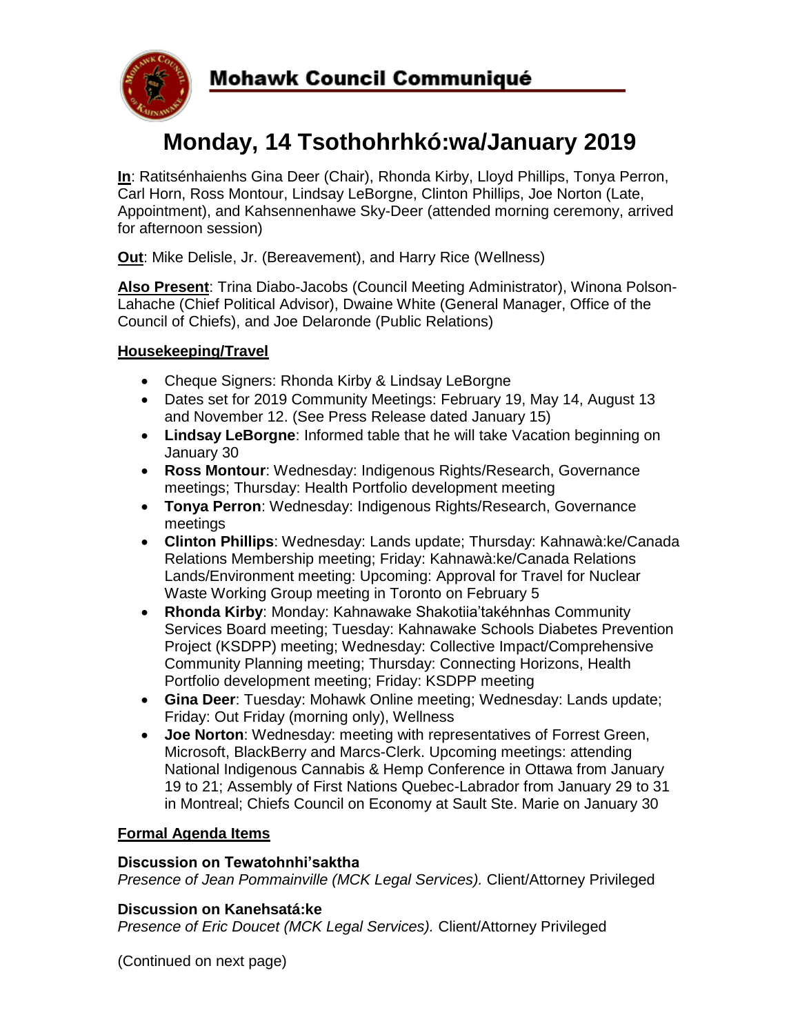# Mohawk Council Communiqué

## Monday, 14 Tsothohrhkó:wa/January 2019

**In**: Ratitsénhaienhs Gina Deer (Chair), Rhonda Kirby, Lloyd Phillips, Tonya Perron, Carl Horn, Ross Montour, Lindsay LeBorgne, Clinton Phillips, Joe Norton (Late, Appointment), and Kahsennenhawe Sky-Deer (attended morning ceremony, arrived for afternoon session)

**Out**: Mike Delisle, Jr. (Bereavement), and Harry Rice (Wellness)

**Also Present**: Trina Diabo-Jacobs (Council Meeting Administrator), Winona Polson-Lahache (Chief Political Advisor), Dwaine White (General Manager, Office of the Council of Chiefs), and Joe Delaronde (Public Relations)

### Housekeeping/Travel

- Cheque Signers: Rhonda Kirby & Lindsay LeBorgne
- Dates set for 2019 Community Meetings: February 19, May 14, August 13 and November 12. (See Press Release dated January 15)
- **Lindsay LeBorgne**: Informed table that he will take Vacation beginning on January 30
- **Ross Montour**: Wednesday: Indigenous Rights/Research, Governance meetings; Thursday: Health Portfolio development meeting
- **Tonya Perron**: Wednesday: Indigenous Rights/Research, Governance meetings
- **Clinton Phillips**: Wednesday: Lands update; Thursday: Kahnawà:ke/Canada Relations Membership meeting; Friday: Kahnawà:ke/Canada Relations Lands/Environment meeting: Upcoming: Approval for Travel for Nuclear Waste Working Group meeting in Toronto on February 5
- **Rhonda Kirby**: Monday: Kahnawake Shakotiia'takéhnhas Community Services Board meeting; Tuesday: Kahnawake Schools Diabetes Prevention Project (KSDPP) meeting; Wednesday: Collective Impact/Comprehensive Community Planning meeting; Thursday: Connecting Horizons, Health Portfolio development meeting; Friday: KSDPP meeting
- **Gina Deer**: Tuesday: Mohawk Online meeting; Wednesday: Lands update; Friday: Out Friday (morning only), Wellness
- **Joe Norton**: Wednesday: meeting with representatives of Forrest Green, Microsoft, BlackBerry and Marcs-Clerk. Upcoming meetings: attending National Indigenous Cannabis & Hemp Conference in Ottawa from January 19 to 21; Assembly of First Nations Quebec-Labrador from January 29 to 31 in Montreal; Chiefs Council on Economy at Sault Ste. Marie on January 30

### Formal Agenda Items

**Discussion on Tewatohnhi'saktha**
*Presence of Jean Pommainville (MCK Legal Services).* Client/Attorney Privileged

**Discussion on Kanehsatá:ke**
*Presence of Eric Doucet (MCK Legal Services).* Client/Attorney Privileged

(Continued on next page)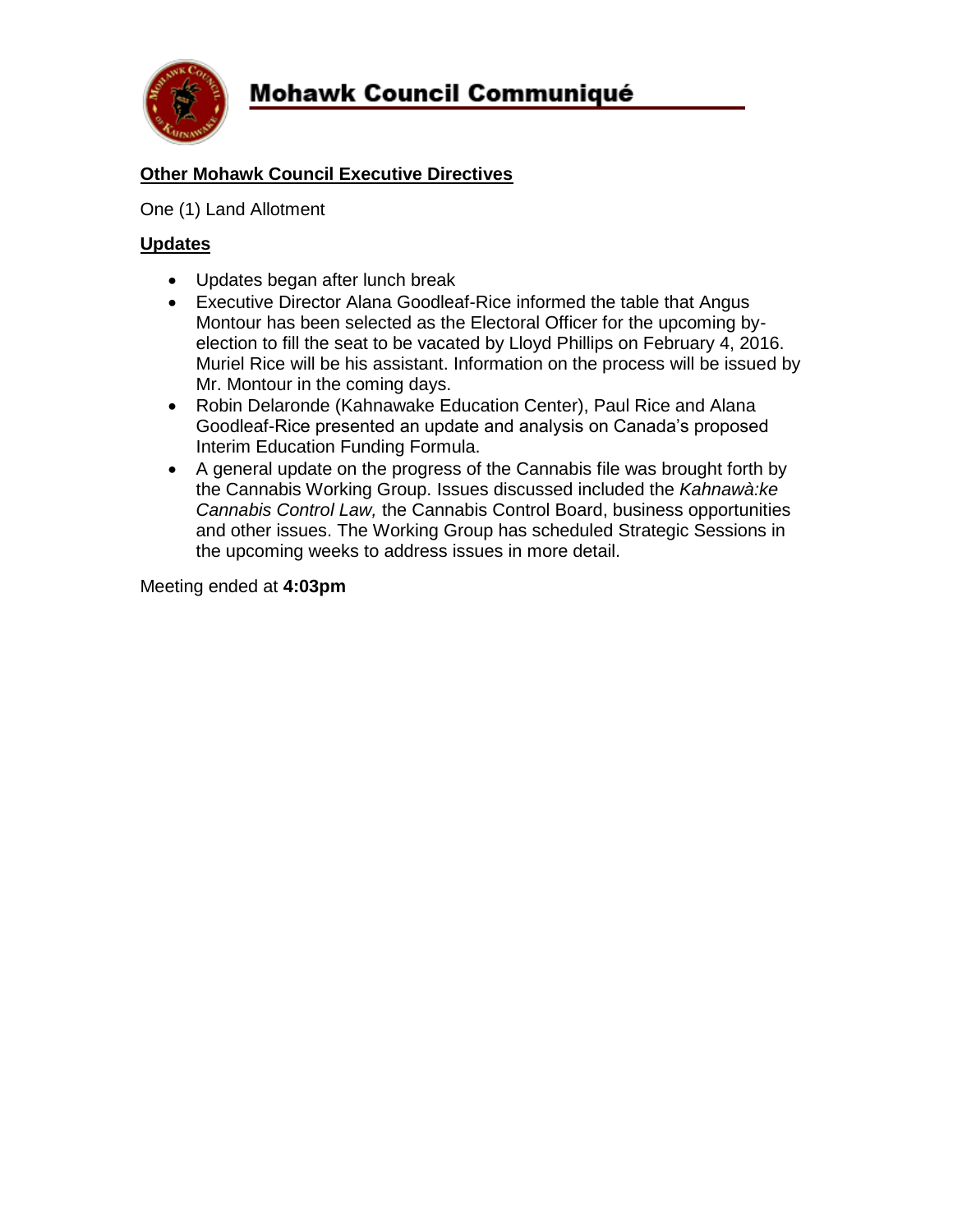## Mohawk Council Communiqué

**Other Mohawk Council Executive Directives**

One (1) Land Allotment

**Updates**

- Updates began after lunch break
- Executive Director Alana Goodleaf-Rice informed the table that Angus Montour has been selected as the Electoral Officer for the upcoming by-election to fill the seat to be vacated by Lloyd Phillips on February 4, 2016. Muriel Rice will be his assistant. Information on the process will be issued by Mr. Montour in the coming days.
- Robin Delaronde (Kahnawake Education Center), Paul Rice and Alana Goodleaf-Rice presented an update and analysis on Canada's proposed Interim Education Funding Formula.
- A general update on the progress of the Cannabis file was brought forth by the Cannabis Working Group. Issues discussed included the *Kahnawà:ke Cannabis Control Law,* the Cannabis Control Board, business opportunities and other issues. The Working Group has scheduled Strategic Sessions in the upcoming weeks to address issues in more detail.

Meeting ended at **4:03pm**